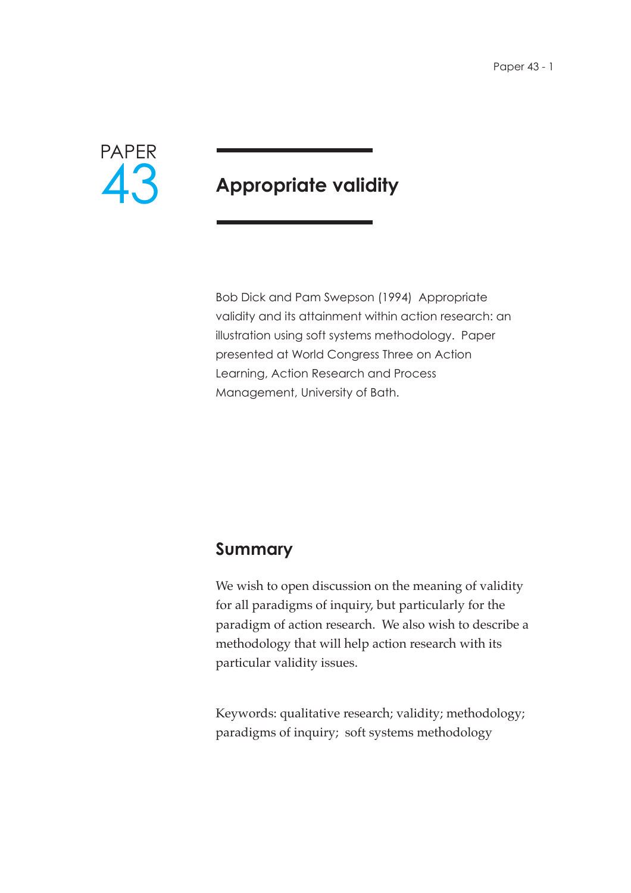PAPER 43

# Appropriate validity

Bob Dick and Pam Swepson (1994) Appropriate validity and its attainment within action research: an illustration using soft systems methodology. Paper presented at World Congress Three on Action Learning, Action Research and Process Management, University of Bath.

## Summary

We wish to open discussion on the meaning of validity for all paradigms of inquiry, but particularly for the paradigm of action research. We also wish to describe a methodology that will help action research with its particular validity issues.

Keywords: qualitative research; validity; methodology; paradigms of inquiry; soft systems methodology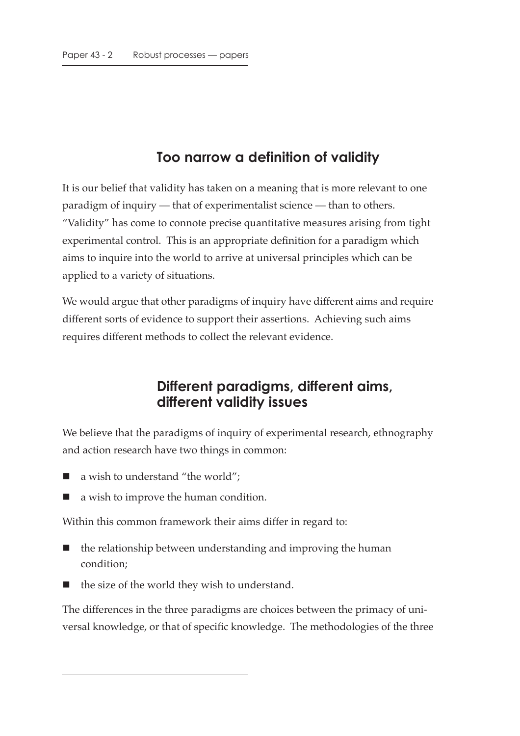## Too narrow a definition of validity

It is our belief that validity has taken on a meaning that is more relevant to one paradigm of inquiry — that of experimentalist science — than to others. "Validity" has come to connote precise quantitative measures arising from tight experimental control. This is an appropriate definition for a paradigm which aims to inquire into the world to arrive at universal principles which can be applied to a variety of situations.

We would argue that other paradigms of inquiry have different aims and require different sorts of evidence to support their assertions. Achieving such aims requires different methods to collect the relevant evidence.

## Different paradigms, different aims, different validity issues

We believe that the paradigms of inquiry of experimental research, ethnography and action research have two things in common:

- a wish to understand "the world";
- a wish to improve the human condition.

Within this common framework their aims differ in regard to:

- the relationship between understanding and improving the human condition;
- the size of the world they wish to understand.

The differences in the three paradigms are choices between the primacy of universal knowledge, or that of specific knowledge. The methodologies of the three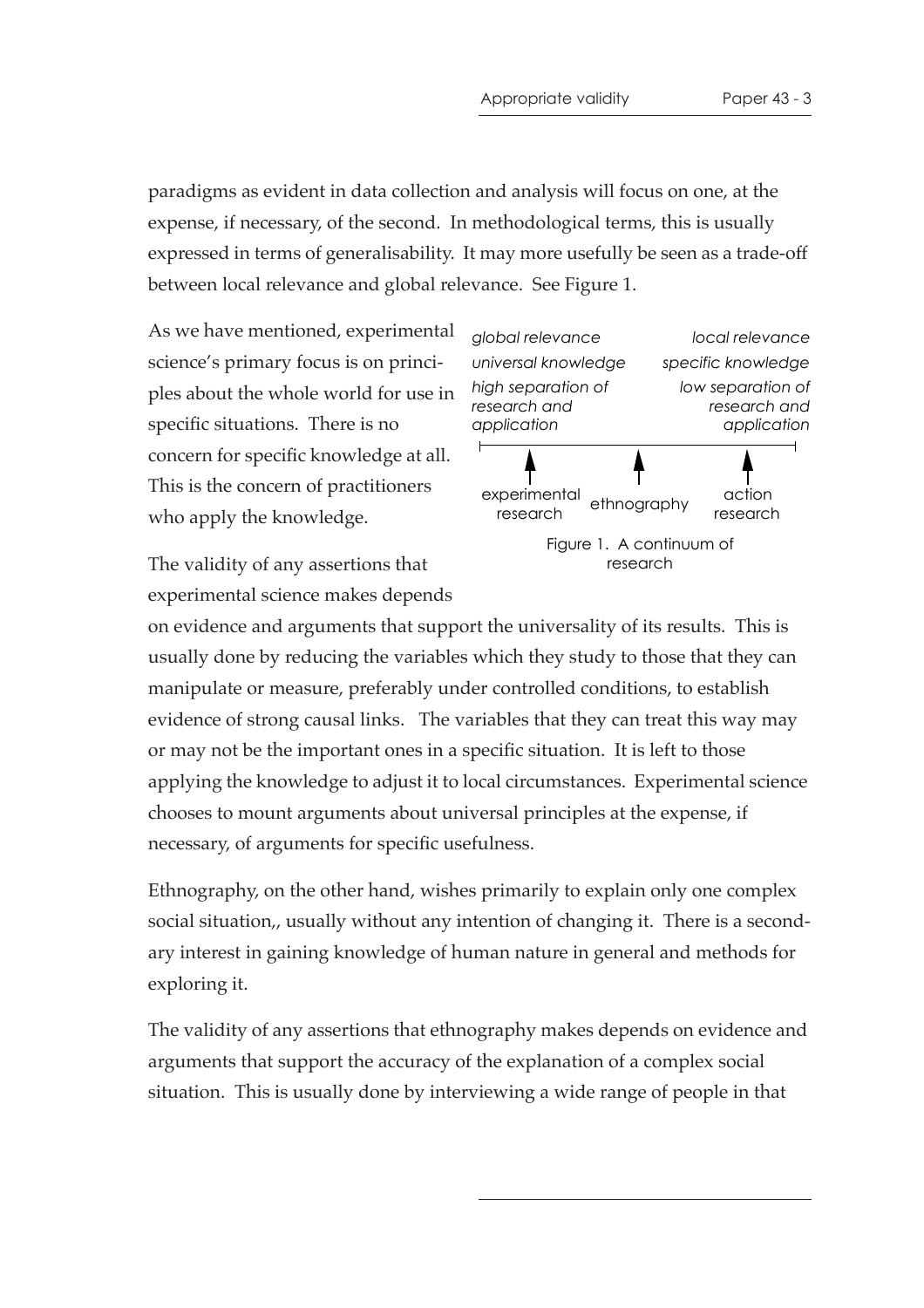paradigms as evident in data collection and analysis will focus on one, at the expense, if necessary, of the second. In methodological terms, this is usually expressed in terms of generalisability. It may more usefully be seen as a trade-off between local relevance and global relevance. See Figure 1.

As we have mentioned, experimental science's primary focus is on principles about the whole world for use in specific situations. There is no concern for specific knowledge at all. This is the concern of practitioners who apply the knowledge.

| *global relevance* | | *local relevance* |
|---|---|---|
| *universal knowledge* | | *specific knowledge* |
| *high separation of research and application* | | *low separation of research and application* |
| experimental research | ethnography | action research |

Figure 1. A continuum of research

The validity of any assertions that experimental science makes depends on evidence and arguments that support the universality of its results. This is usually done by reducing the variables which they study to those that they can manipulate or measure, preferably under controlled conditions, to establish evidence of strong causal links. The variables that they can treat this way may or may not be the important ones in a specific situation. It is left to those applying the knowledge to adjust it to local circumstances. Experimental science chooses to mount arguments about universal principles at the expense, if necessary, of arguments for specific usefulness.

Ethnography, on the other hand, wishes primarily to explain only one complex social situation,, usually without any intention of changing it. There is a secondary interest in gaining knowledge of human nature in general and methods for exploring it.

The validity of any assertions that ethnography makes depends on evidence and arguments that support the accuracy of the explanation of a complex social situation. This is usually done by interviewing a wide range of people in that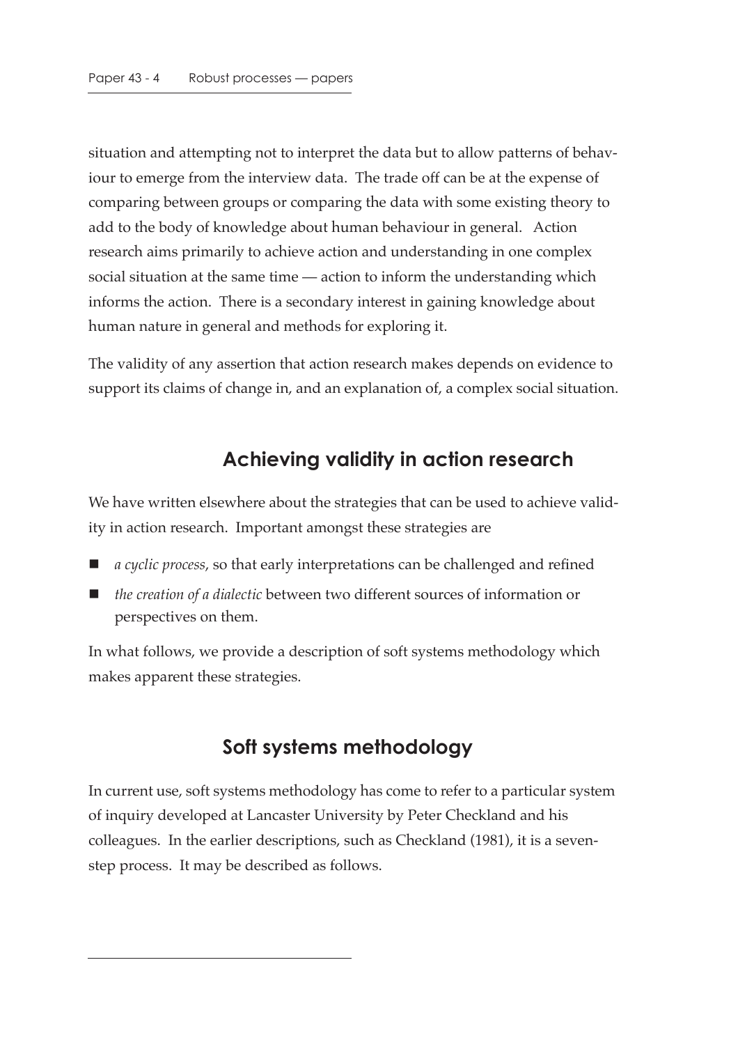situation and attempting not to interpret the data but to allow patterns of behaviour to emerge from the interview data. The trade off can be at the expense of comparing between groups or comparing the data with some existing theory to add to the body of knowledge about human behaviour in general. Action research aims primarily to achieve action and understanding in one complex social situation at the same time — action to inform the understanding which informs the action. There is a secondary interest in gaining knowledge about human nature in general and methods for exploring it.

The validity of any assertion that action research makes depends on evidence to support its claims of change in, and an explanation of, a complex social situation.

## Achieving validity in action research

We have written elsewhere about the strategies that can be used to achieve validity in action research. Important amongst these strategies are

- *a cyclic process*, so that early interpretations can be challenged and refined
- *the creation of a dialectic* between two different sources of information or perspectives on them.

In what follows, we provide a description of soft systems methodology which makes apparent these strategies.

## Soft systems methodology

In current use, soft systems methodology has come to refer to a particular system of inquiry developed at Lancaster University by Peter Checkland and his colleagues. In the earlier descriptions, such as Checkland (1981), it is a seven-step process. It may be described as follows.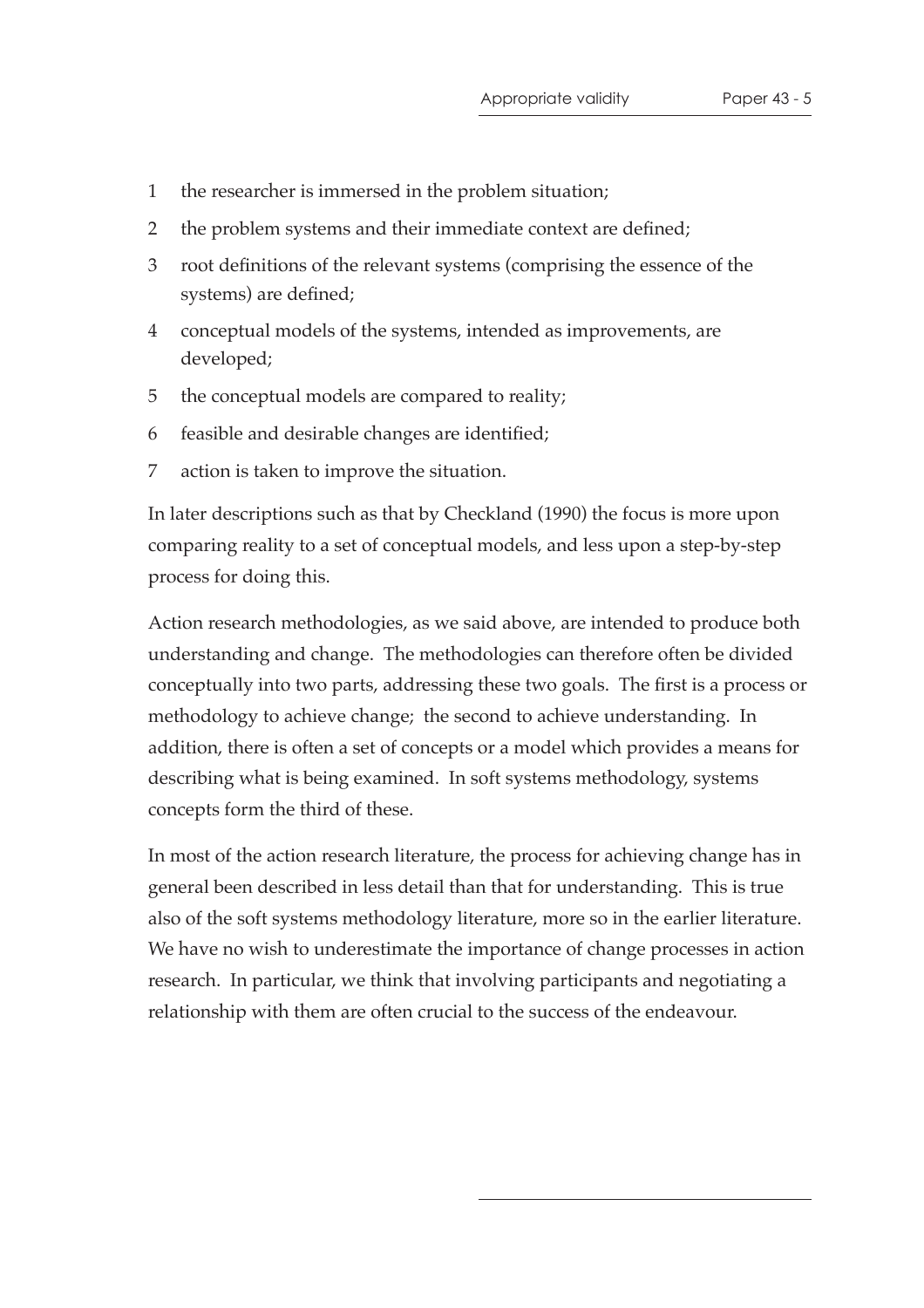1. the researcher is immersed in the problem situation;
2. the problem systems and their immediate context are defined;
3. root definitions of the relevant systems (comprising the essence of the systems) are defined;
4. conceptual models of the systems, intended as improvements, are developed;
5. the conceptual models are compared to reality;
6. feasible and desirable changes are identified;
7. action is taken to improve the situation.

In later descriptions such as that by Checkland (1990) the focus is more upon comparing reality to a set of conceptual models, and less upon a step-by-step process for doing this.

Action research methodologies, as we said above, are intended to produce both understanding and change. The methodologies can therefore often be divided conceptually into two parts, addressing these two goals. The first is a process or methodology to achieve change; the second to achieve understanding. In addition, there is often a set of concepts or a model which provides a means for describing what is being examined. In soft systems methodology, systems concepts form the third of these.

In most of the action research literature, the process for achieving change has in general been described in less detail than that for understanding. This is true also of the soft systems methodology literature, more so in the earlier literature. We have no wish to underestimate the importance of change processes in action research. In particular, we think that involving participants and negotiating a relationship with them are often crucial to the success of the endeavour.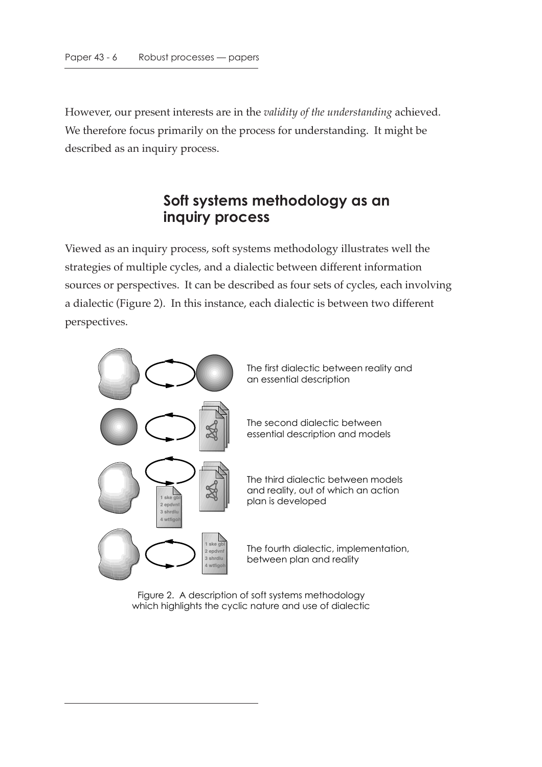However, our present interests are in the *validity of the understanding* achieved. We therefore focus primarily on the process for understanding. It might be described as an inquiry process.

## Soft systems methodology as an inquiry process

Viewed as an inquiry process, soft systems methodology illustrates well the strategies of multiple cycles, and a dialectic between different information sources or perspectives. It can be described as four sets of cycles, each involving a dialectic (Figure 2). In this instance, each dialectic is between two different perspectives.

The first dialectic between reality and an essential description

The second dialectic between essential description and models

The third dialectic between models and reality, out of which an action plan is developed

The fourth dialectic, implementation, between plan and reality

Figure 2. A description of soft systems methodology which highlights the cyclic nature and use of dialectic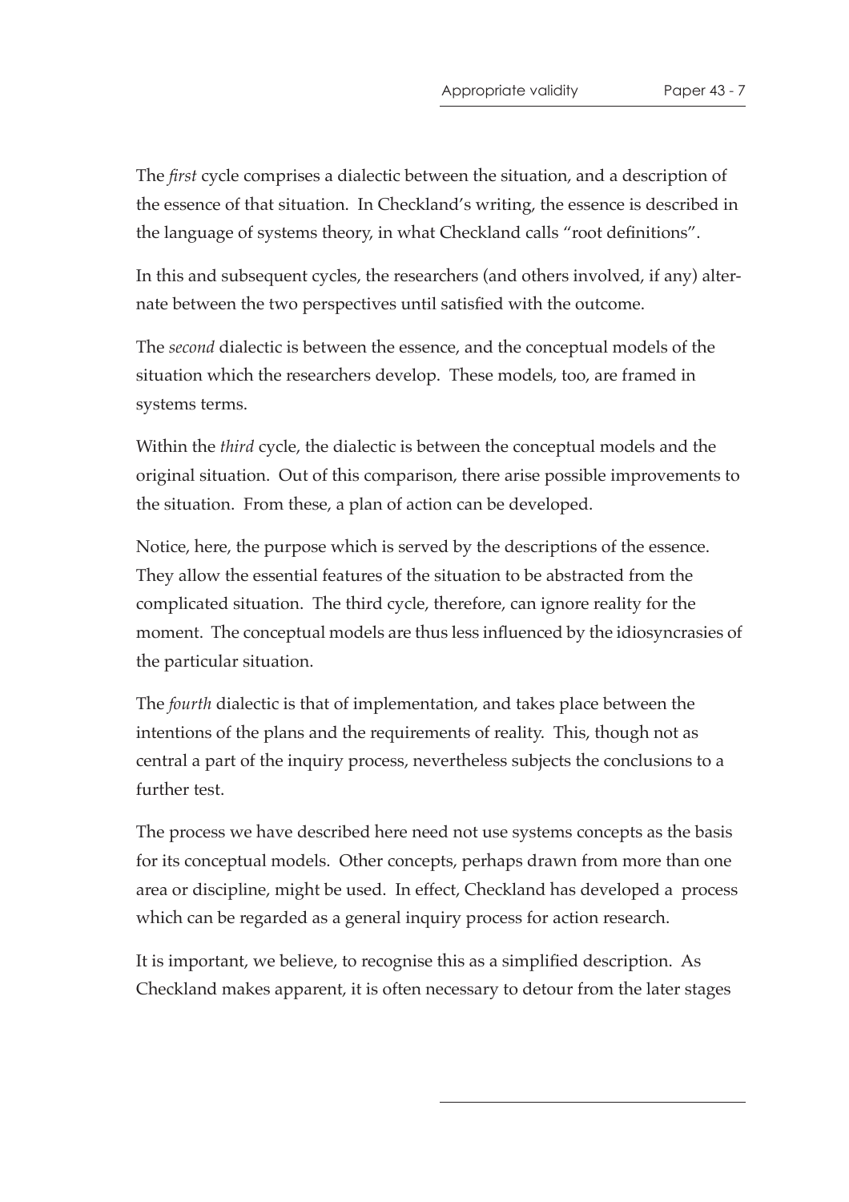The *first* cycle comprises a dialectic between the situation, and a description of the essence of that situation. In Checkland's writing, the essence is described in the language of systems theory, in what Checkland calls "root definitions".

In this and subsequent cycles, the researchers (and others involved, if any) alternate between the two perspectives until satisfied with the outcome.

The *second* dialectic is between the essence, and the conceptual models of the situation which the researchers develop. These models, too, are framed in systems terms.

Within the *third* cycle, the dialectic is between the conceptual models and the original situation. Out of this comparison, there arise possible improvements to the situation. From these, a plan of action can be developed.

Notice, here, the purpose which is served by the descriptions of the essence. They allow the essential features of the situation to be abstracted from the complicated situation. The third cycle, therefore, can ignore reality for the moment. The conceptual models are thus less influenced by the idiosyncrasies of the particular situation.

The *fourth* dialectic is that of implementation, and takes place between the intentions of the plans and the requirements of reality. This, though not as central a part of the inquiry process, nevertheless subjects the conclusions to a further test.

The process we have described here need not use systems concepts as the basis for its conceptual models. Other concepts, perhaps drawn from more than one area or discipline, might be used. In effect, Checkland has developed a process which can be regarded as a general inquiry process for action research.

It is important, we believe, to recognise this as a simplified description. As Checkland makes apparent, it is often necessary to detour from the later stages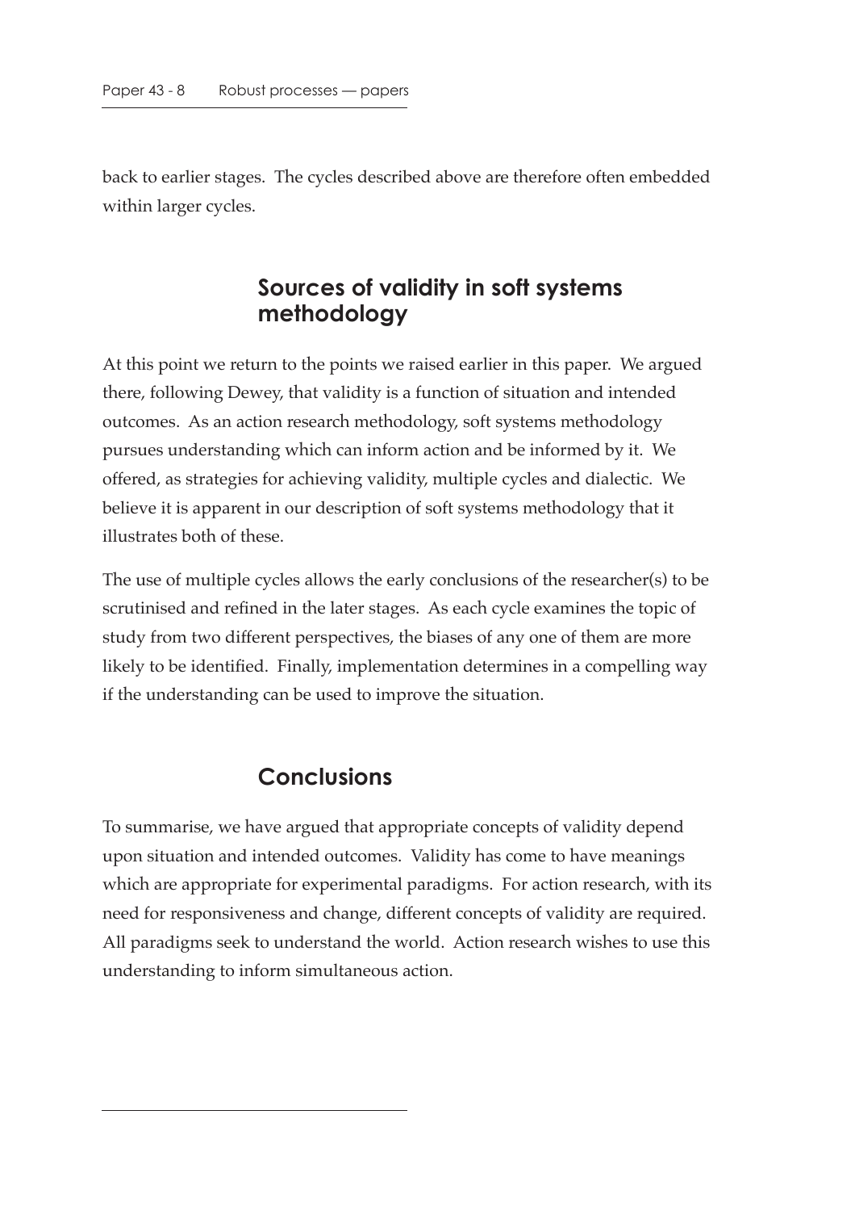back to earlier stages. The cycles described above are therefore often embedded within larger cycles.

## Sources of validity in soft systems methodology

At this point we return to the points we raised earlier in this paper. We argued there, following Dewey, that validity is a function of situation and intended outcomes. As an action research methodology, soft systems methodology pursues understanding which can inform action and be informed by it. We offered, as strategies for achieving validity, multiple cycles and dialectic. We believe it is apparent in our description of soft systems methodology that it illustrates both of these.

The use of multiple cycles allows the early conclusions of the researcher(s) to be scrutinised and refined in the later stages. As each cycle examines the topic of study from two different perspectives, the biases of any one of them are more likely to be identified. Finally, implementation determines in a compelling way if the understanding can be used to improve the situation.

## Conclusions

To summarise, we have argued that appropriate concepts of validity depend upon situation and intended outcomes. Validity has come to have meanings which are appropriate for experimental paradigms. For action research, with its need for responsiveness and change, different concepts of validity are required. All paradigms seek to understand the world. Action research wishes to use this understanding to inform simultaneous action.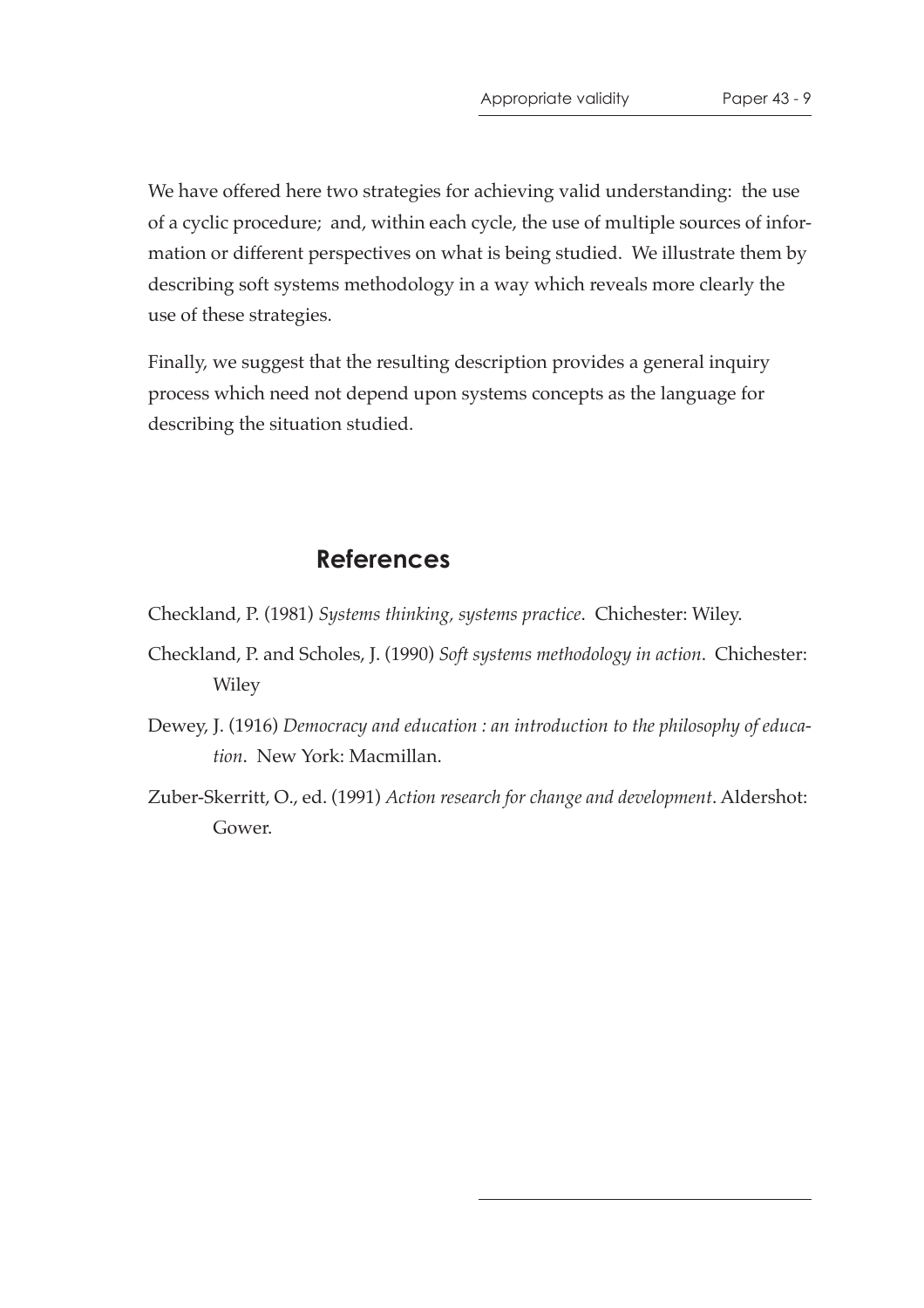We have offered here two strategies for achieving valid understanding: the use of a cyclic procedure; and, within each cycle, the use of multiple sources of information or different perspectives on what is being studied. We illustrate them by describing soft systems methodology in a way which reveals more clearly the use of these strategies.

Finally, we suggest that the resulting description provides a general inquiry process which need not depend upon systems concepts as the language for describing the situation studied.

## References

Checkland, P. (1981) *Systems thinking, systems practice*. Chichester: Wiley.

Checkland, P. and Scholes, J. (1990) *Soft systems methodology in action*. Chichester: Wiley

Dewey, J. (1916) *Democracy and education : an introduction to the philosophy of education*. New York: Macmillan.

Zuber-Skerritt, O., ed. (1991) *Action research for change and development*. Aldershot: Gower.